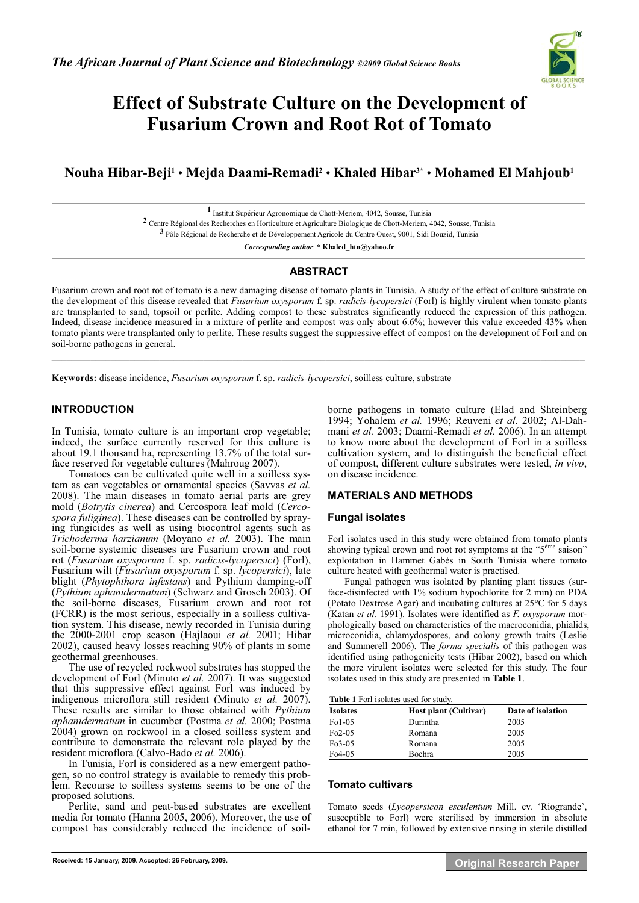# Effect of Substrate Culture on the Development of Fusarium Crown and Root Rot of Tomato

**Nouha Hibar-Beji[1] • Mejda Daami-Remadi[2] • Khaled Hibar[3*] • Mohamed El Mahjoub[1]**

[1] Institut Supérieur Agronomique de Chott-Meriem, 4042, Sousse, Tunisia

[2] Centre Régional des Recherches en Horticulture et Agriculture Biologique de Chott-Meriem, 4042, Sousse, Tunisia

[3] Pôle Régional de Recherche et de Développement Agricole du Centre Ouest, 9001, Sidi Bouzid, Tunisia

*Corresponding author*: * **Khaled_htn@yahoo.fr**

## ABSTRACT

Fusarium crown and root rot of tomato is a new damaging disease of tomato plants in Tunisia. A study of the effect of culture substrate on the development of this disease revealed that *Fusarium oxysporum* f. sp. *radicis-lycopersici* (Forl) is highly virulent when tomato plants are transplanted to sand, topsoil or perlite. Adding compost to these substrates significantly reduced the expression of this pathogen. Indeed, disease incidence measured in a mixture of perlite and compost was only about 6.6%; however this value exceeded 43% when tomato plants were transplanted only to perlite. These results suggest the suppressive effect of compost on the development of Forl and on soil-borne pathogens in general.

**Keywords:** disease incidence, *Fusarium oxysporum* f. sp. *radicis-lycopersici*, soilless culture, substrate

## INTRODUCTION

In Tunisia, tomato culture is an important crop vegetable; indeed, the surface currently reserved for this culture is about 19.1 thousand ha, representing 13.7% of the total surface reserved for vegetable cultures (Mahroug 2007).

Tomatoes can be cultivated quite well in a soilless system as can vegetables or ornamental species (Savvas *et al.* 2008). The main diseases in tomato aerial parts are grey mold (*Botrytis cinerea*) and Cercospora leaf mold (*Cercospora fuliginea*). These diseases can be controlled by spraying fungicides as well as using biocontrol agents such as *Trichoderma harzianum* (Moyano *et al.* 2003). The main soil-borne systemic diseases are Fusarium crown and root rot (*Fusarium oxysporum* f. sp. *radicis-lycopersici*) (Forl), Fusarium wilt (*Fusarium oxysporum* f. sp. *lycopersici*), late blight (*Phytophthora infestans*) and Pythium damping-off (*Pythium aphanidermatum*) (Schwarz and Grosch 2003). Of the soil-borne diseases, Fusarium crown and root rot (FCRR) is the most serious, especially in a soilless cultivation system. This disease, newly recorded in Tunisia during the 2000-2001 crop season (Hajlaoui *et al.* 2001; Hibar 2002), caused heavy losses reaching 90% of plants in some geothermal greenhouses.

The use of recycled rockwool substrates has stopped the development of Forl (Minuto *et al.* 2007). It was suggested that this suppressive effect against Forl was induced by indigenous microflora still resident (Minuto *et al.* 2007). These results are similar to those obtained with *Pythium aphanidermatum* in cucumber (Postma *et al.* 2000; Postma 2004) grown on rockwool in a closed soilless system and contribute to demonstrate the relevant role played by the resident microflora (Calvo-Bado *et al.* 2006).

In Tunisia, Forl is considered as a new emergent pathogen, so no control strategy is available to remedy this problem. Recourse to soilless systems seems to be one of the proposed solutions.

Perlite, sand and peat-based substrates are excellent media for tomato (Hanna 2005, 2006). Moreover, the use of compost has considerably reduced the incidence of soil-borne pathogens in tomato culture (Elad and Shteinberg 1994; Yohalem *et al.* 1996; Reuveni *et al.* 2002; Al-Dahmani *et al.* 2003; Daami-Remadi *et al.* 2006). In an attempt to know more about the development of Forl in a soilless cultivation system, and to distinguish the beneficial effect of compost, different culture substrates were tested, *in vivo*, on disease incidence.

## MATERIALS AND METHODS

### Fungal isolates

Forl isolates used in this study were obtained from tomato plants showing typical crown and root rot symptoms at the "5ème saison" exploitation in Hammet Gabès in South Tunisia where tomato culture heated with geothermal water is practised.

Fungal pathogen was isolated by planting plant tissues (surface-disinfected with 1% sodium hypochlorite for 2 min) on PDA (Potato Dextrose Agar) and incubating cultures at 25°C for 5 days (Katan *et al.* 1991). Isolates were identified as *F. oxysporum* morphologically based on characteristics of the macroconidia, phialids, microconidia, chlamydospores, and colony growth traits (Leslie and Summerell 2006). The *forma specialis* of this pathogen was identified using pathogenicity tests (Hibar 2002), based on which the more virulent isolates were selected for this study. The four isolates used in this study are presented in **Table 1**.

**Table 1** Forl isolates used for study.

| Isolates | Host plant (Cultivar) | Date of isolation |
|---|---|---|
| Fo1-05 | Durintha | 2005 |
| Fo2-05 | Romana | 2005 |
| Fo3-05 | Romana | 2005 |
| Fo4-05 | Bochra | 2005 |

### Tomato cultivars

Tomato seeds (*Lycopersicon esculentum* Mill. cv. 'Riogrande', susceptible to Forl) were sterilised by immersion in absolute ethanol for 7 min, followed by extensive rinsing in sterile distilled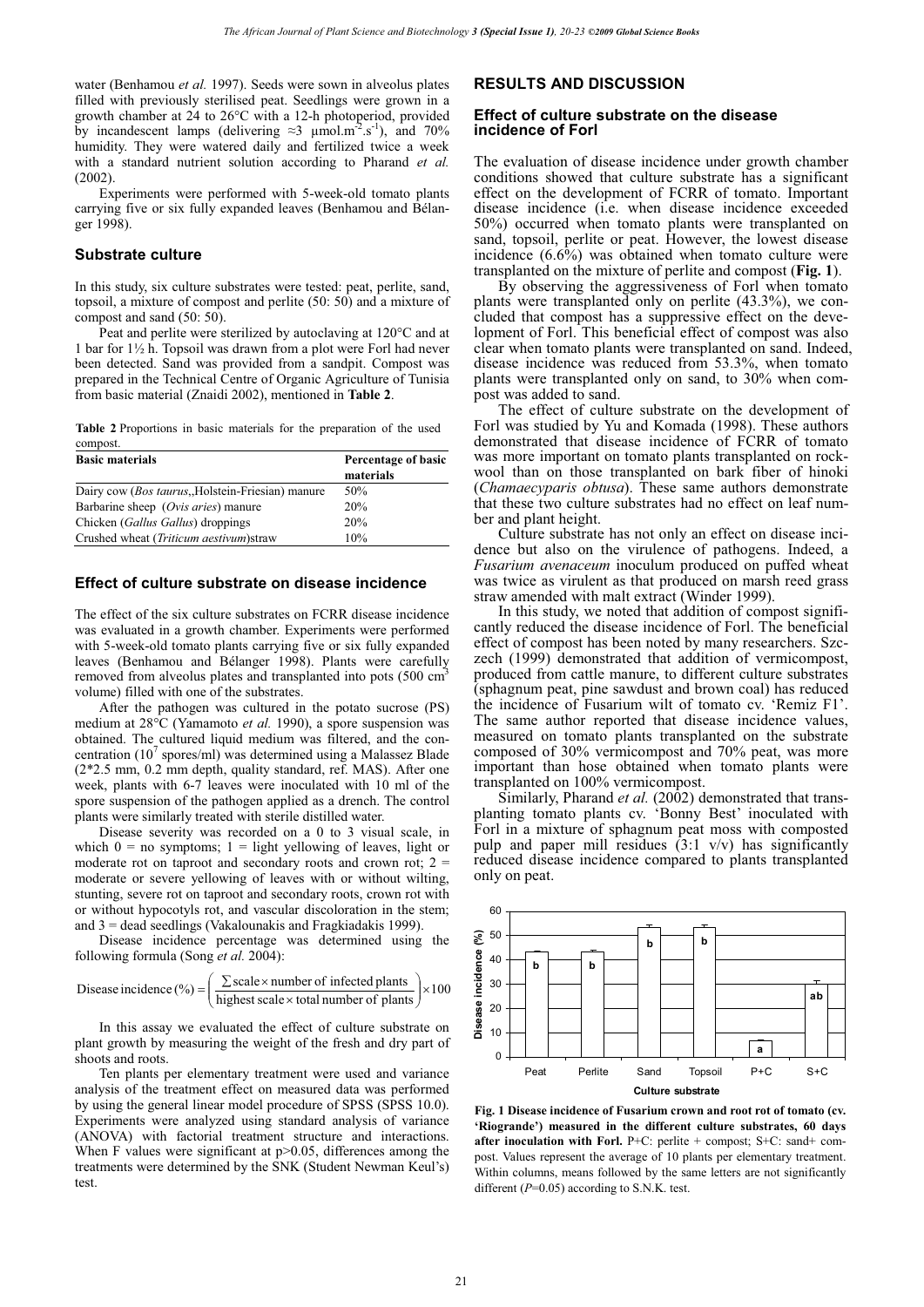water (Benhamou *et al.* 1997). Seeds were sown in alveolus plates filled with previously sterilised peat. Seedlings were grown in a growth chamber at 24 to 26°C with a 12-h photoperiod, provided by incandescent lamps (delivering ≈3 µmol.m$^{-2}$.s$^{-1}$), and 70% humidity. They were watered daily and fertilized twice a week with a standard nutrient solution according to Pharand *et al.* (2002).

Experiments were performed with 5-week-old tomato plants carrying five or six fully expanded leaves (Benhamou and Bélanger 1998).

### Substrate culture

In this study, six culture substrates were tested: peat, perlite, sand, topsoil, a mixture of compost and perlite (50: 50) and a mixture of compost and sand (50: 50).

Peat and perlite were sterilized by autoclaving at 120°C and at 1 bar for 1½ h. Topsoil was drawn from a plot were Forl had never been detected. Sand was provided from a sandpit. Compost was prepared in the Technical Centre of Organic Agriculture of Tunisia from basic material (Znaidi 2002), mentioned in **Table 2**.

**Table 2** Proportions in basic materials for the preparation of the used compost.

| Basic materials | Percentage of basic materials |
|---|---|
| Dairy cow (*Bos taurus*,,Holstein-Friesian) manure | 50% |
| Barbarine sheep (*Ovis aries*) manure | 20% |
| Chicken (*Gallus Gallus*) droppings | 20% |
| Crushed wheat (*Triticum aestivum*)straw | 10% |

### Effect of culture substrate on disease incidence

The effect of the six culture substrates on FCRR disease incidence was evaluated in a growth chamber. Experiments were performed with 5-week-old tomato plants carrying five or six fully expanded leaves (Benhamou and Bélanger 1998). Plants were carefully removed from alveolus plates and transplanted into pots (500 cm$^3$ volume) filled with one of the substrates.

After the pathogen was cultured in the potato sucrose (PS) medium at 28°C (Yamamoto *et al.* 1990), a spore suspension was obtained. The cultured liquid medium was filtered, and the concentration (10$^7$ spores/ml) was determined using a Malassez Blade (2*2.5 mm, 0.2 mm depth, quality standard, ref. MAS). After one week, plants with 6-7 leaves were inoculated with 10 ml of the spore suspension of the pathogen applied as a drench. The control plants were similarly treated with sterile distilled water.

Disease severity was recorded on a 0 to 3 visual scale, in which 0 = no symptoms; 1 = light yellowing of leaves, light or moderate rot on taproot and secondary roots and crown rot; 2 = moderate or severe yellowing of leaves with or without wilting, stunting, severe rot on taproot and secondary roots, crown rot with or without hypocotyls rot, and vascular discoloration in the stem; and 3 = dead seedlings (Vakalounakis and Fragkiadakis 1999).

Disease incidence percentage was determined using the following formula (Song *et al.* 2004):

$$\text{Disease incidence}\,(\%) = \left(\frac{\sum \text{scale} \times \text{number of infected plants}}{\text{highest scale} \times \text{total number of plants}}\right) \times 100$$

In this assay we evaluated the effect of culture substrate on plant growth by measuring the weight of the fresh and dry part of shoots and roots.

Ten plants per elementary treatment were used and variance analysis of the treatment effect on measured data was performed by using the general linear model procedure of SPSS (SPSS 10.0). Experiments were analyzed using standard analysis of variance (ANOVA) with factorial treatment structure and interactions. When F values were significant at $p>0.05$, differences among the treatments were determined by the SNK (Student Newman Keul's) test.

## RESULTS AND DISCUSSION

### Effect of culture substrate on the disease incidence of Forl

The evaluation of disease incidence under growth chamber conditions showed that culture substrate has a significant effect on the development of FCRR of tomato. Important disease incidence (i.e. when disease incidence exceeded 50%) occurred when tomato plants were transplanted on sand, topsoil, perlite or peat. However, the lowest disease incidence (6.6%) was obtained when tomato culture were transplanted on the mixture of perlite and compost (**Fig. 1**).

By observing the aggressiveness of Forl when tomato plants were transplanted only on perlite (43.3%), we concluded that compost has a suppressive effect on the development of Forl. This beneficial effect of compost was also clear when tomato plants were transplanted on sand. Indeed, disease incidence was reduced from 53.3%, when tomato plants were transplanted only on sand, to 30% when compost was added to sand.

The effect of culture substrate on the development of Forl was studied by Yu and Komada (1998). These authors demonstrated that disease incidence of FCRR of tomato was more important on tomato plants transplanted on rockwool than on those transplanted on bark fiber of hinoki (*Chamaecyparis obtusa*). These same authors demonstrate that these two culture substrates had no effect on leaf number and plant height.

Culture substrate has not only an effect on disease incidence but also on the virulence of pathogens. Indeed, a *Fusarium avenaceum* inoculum produced on puffed wheat was twice as virulent as that produced on marsh reed grass straw amended with malt extract (Winder 1999).

In this study, we noted that addition of compost significantly reduced the disease incidence of Forl. The beneficial effect of compost has been noted by many researchers. Szczech (1999) demonstrated that addition of vermicompost, produced from cattle manure, to different culture substrates (sphagnum peat, pine sawdust and brown coal) has reduced the incidence of Fusarium wilt of tomato cv. 'Remiz F1'. The same author reported that disease incidence values, measured on tomato plants transplanted on the substrate composed of 30% vermicompost and 70% peat, was more important than hose obtained when tomato plants were transplanted on 100% vermicompost.

Similarly, Pharand *et al.* (2002) demonstrated that transplanting tomato plants cv. 'Bonny Best' inoculated with Forl in a mixture of sphagnum peat moss with composted pulp and paper mill residues (3:1 v/v) has significantly reduced disease incidence compared to plants transplanted only on peat.

**Fig. 1 Disease incidence of Fusarium crown and root rot of tomato (cv. 'Riogrande') measured in the different culture substrates, 60 days after inoculation with Forl.** P+C: perlite + compost; S+C: sand+ compost. Values represent the average of 10 plants per elementary treatment. Within columns, means followed by the same letters are not significantly different ($P$=0.05) according to S.N.K. test.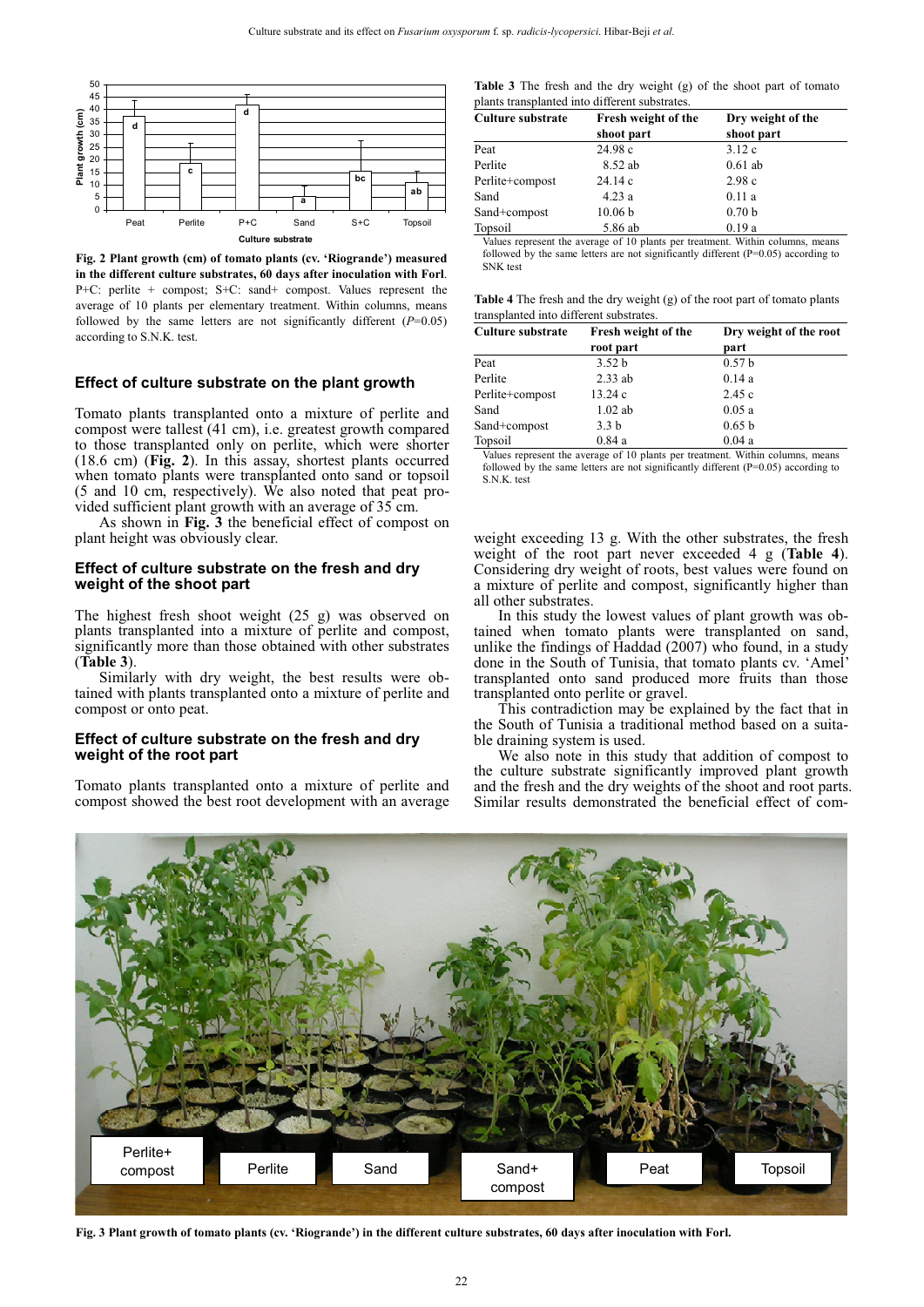**Fig. 2 Plant growth (cm) of tomato plants (cv. 'Riogrande') measured in the different culture substrates, 60 days after inoculation with Forl**. P+C: perlite + compost; S+C: sand+ compost. Values represent the average of 10 plants per elementary treatment. Within columns, means followed by the same letters are not significantly different (*P*=0.05) according to S.N.K. test.

## Effect of culture substrate on the plant growth

Tomato plants transplanted onto a mixture of perlite and compost were tallest (41 cm), i.e. greatest growth compared to those transplanted only on perlite, which were shorter (18.6 cm) (**Fig. 2**). In this assay, shortest plants occurred when tomato plants were transplanted onto sand or topsoil (5 and 10 cm, respectively). We also noted that peat provided sufficient plant growth with an average of 35 cm.

As shown in **Fig. 3** the beneficial effect of compost on plant height was obviously clear.

## Effect of culture substrate on the fresh and dry weight of the shoot part

The highest fresh shoot weight (25 g) was observed on plants transplanted into a mixture of perlite and compost, significantly more than those obtained with other substrates (**Table 3**).

Similarly with dry weight, the best results were obtained with plants transplanted onto a mixture of perlite and compost or onto peat.

## Effect of culture substrate on the fresh and dry weight of the root part

Tomato plants transplanted onto a mixture of perlite and compost showed the best root development with an average weight exceeding 13 g. With the other substrates, the fresh weight of the root part never exceeded 4 g (**Table 4**). Considering dry weight of roots, best values were found on a mixture of perlite and compost, significantly higher than all other substrates.

In this study the lowest values of plant growth was obtained when tomato plants were transplanted on sand, unlike the findings of Haddad (2007) who found, in a study done in the South of Tunisia, that tomato plants cv. 'Amel' transplanted onto sand produced more fruits than those transplanted onto perlite or gravel.

This contradiction may be explained by the fact that in the South of Tunisia a traditional method based on a suitable draining system is used.

We also note in this study that addition of compost to the culture substrate significantly improved plant growth and the fresh and the dry weights of the shoot and root parts. Similar results demonstrated the beneficial effect of com-

**Table 3** The fresh and the dry weight (g) of the shoot part of tomato plants transplanted into different substrates.

| Culture substrate | Fresh weight of the shoot part | Dry weight of the shoot part |
|---|---|---|
| Peat | 24.98 c | 3.12 c |
| Perlite | 8.52 ab | 0.61 ab |
| Perlite+compost | 24.14 c | 2.98 c |
| Sand | 4.23 a | 0.11 a |
| Sand+compost | 10.06 b | 0.70 b |
| Topsoil | 5.86 ab | 0.19 a |

Values represent the average of 10 plants per treatment. Within columns, means followed by the same letters are not significantly different (P=0.05) according to SNK test

**Table 4** The fresh and the dry weight (g) of the root part of tomato plants transplanted into different substrates.

| Culture substrate | Fresh weight of the root part | Dry weight of the root part |
|---|---|---|
| Peat | 3.52 b | 0.57 b |
| Perlite | 2.33 ab | 0.14 a |
| Perlite+compost | 13.24 c | 2.45 c |
| Sand | 1.02 ab | 0.05 a |
| Sand+compost | 3.3 b | 0.65 b |
| Topsoil | 0.84 a | 0.04 a |

Values represent the average of 10 plants per treatment. Within columns, means followed by the same letters are not significantly different (P=0.05) according to S.N.K. test

**Fig. 3 Plant growth of tomato plants (cv. 'Riogrande') in the different culture substrates, 60 days after inoculation with Forl.**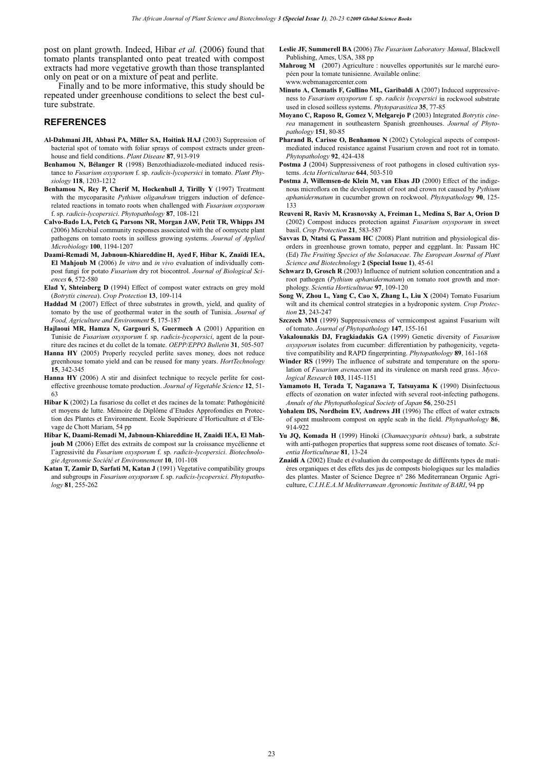post on plant growth. Indeed, Hibar *et al.* (2006) found that tomato plants transplanted onto peat treated with compost extracts had more vegetative growth than those transplanted only on peat or on a mixture of peat and perlite.

Finally and to be more informative, this study should be repeated under greenhouse conditions to select the best culture substrate.

## REFERENCES

**Al-Dahmani JH, Abbasi PA, Miller SA, Hoitink HAJ** (2003) Suppression of bacterial spot of tomato with foliar sprays of compost extracts under greenhouse and field conditions. *Plant Disease* **87**, 913-919

**Benhamou N, Bélanger R** (1998) Benzothiadiazole-mediated induced resistance to *Fusarium oxysporum* f. sp. *radicis-lycopersici* in tomato. *Plant Physiology* **118**, 1203-1212

**Benhamou N, Rey P, Cherif M, Hockenhull J, Tirilly Y** (1997) Treatment with the mycoparasite *Pythium oligandrum* triggers induction of defence-related reactions in tomato roots when challenged with *Fusarium oxysporum* f. sp. *radicis-lycopersici*. *Phytopathology* **87**, 108-121

**Calvo-Bado LA, Petch G, Parsons NR, Morgan JAW, Petit TR, Whipps JM** (2006) Microbial community responses associated with the of oomycete plant pathogens on tomato roots in soilless growing systems. *Journal of Applied Microbiology* **100**, 1194-1207

**Daami-Remadi M, Jabnoun-Khiareddine H, Ayed F, Hibar K, Znaïdi IEA, El Mahjoub M** (2006) *In vitro* and *in vivo* evaluation of individually compost fungi for potato *Fusarium* dry rot biocontrol. *Journal of Biological Sciences* **6**, 572-580

**Elad Y, Shteinberg D** (1994) Effect of compost water extracts on grey mold (*Botrytis cinerea*). *Crop Protection* **13**, 109-114

**Haddad M** (2007) Effect of three substrates in growth, yield, and quality of tomato by the use of geothermal water in the south of Tunisia. *Journal of Food, Agriculture and Environment* **5**, 175-187

**Hajlaoui MR, Hamza N, Gargouri S, Guermech A** (2001) Apparition en Tunisie de *Fusarium oxysporum* f. sp*. radicis-lycopersici*, agent de la pourriture des racines et du collet de la tomate. *OEPP/EPPO Bulletin* **31**, 505-507

**Hanna HY** (2005) Properly recycled perlite saves money, does not reduce greenhouse tomato yield and can be reused for many years. *HortTechnology* **15**, 342-345

**Hanna HY** (2006) A stir and disinfect technique to recycle perlite for cost-effective greenhouse tomato production. *Journal of Vegetable Science* **12**, 51-63

**Hibar K** (2002) La fusariose du collet et des racines de la tomate: Pathogénicité et moyens de lutte. Mémoire de Diplôme d'Etudes Approfondies en Protection des Plantes et Environnement. Ecole Supérieure d'Horticulture et d'Elevage de Chott Mariam, 54 pp

**Hibar K, Daami-Remadi M, Jabnoun-Khiareddine H, Znaidi IEA, El Mahjoub M** (2006) Effet des extraits de compost sur la croissance mycélienne et l'agressivité du *Fusarium oxysporum* f. sp. *radicis-lycopersici*. *Biotechnologie Agronomie Société et Environnement* **10**, 101-108

**Katan T, Zamir D, Sarfati M, Katan J** (1991) Vegetative compatibility groups and subgroups in *Fusarium oxysporum* f. sp. *radicis-lycopersici*. *Phytopathology* **81**, 255-262

**Leslie JF, Summerell BA** (2006) *The Fusarium Laboratory Manual*, Blackwell Publishing, Ames, USA, 388 pp

**Mahroug M** (2007) Agriculture : nouvelles opportunités sur le marché européen pour la tomate tunisienne. Available online: www.webmanagercenter.com

**Minuto A, Clematis F, Gullino ML, Garibaldi A** (2007) Induced suppressiveness to *Fusarium oxysporum* f. sp. *radicis lycopersici* in rockwool substrate used in closed soilless systems. *Phytoparasitica* **35**, 77-85

**Moyano C, Raposo R, Gomez V, Melgarejo P** (2003) Integrated *Botrytis cinerea* management in southeastern Spanish greenhouses. *Journal of Phytopathology* **151**, 80-85

**Pharand B, Carisse O, Benhamou N** (2002) Cytological aspects of compost-mediated induced resistance against Fusarium crown and root rot in tomato. *Phytopathology* **92**, 424-438

**Postma J** (2004) Suppressiveness of root pathogens in closed cultivation systems. *Acta Horticulturae* **644**, 503-510

**Postma J, Willemsen-de Klein M, van Elsas JD** (2000) Effect of the indigenous microflora on the development of root and crown rot caused by *Pythium aphanidermatum* in cucumber grown on rockwool. *Phytopathology* **90**, 125-133

**Reuveni R, Raviv M, Krasnovsky A, Freiman L, Medina S, Bar A, Orion D** (2002) Compost induces protection against *Fusarium oxysporum* in sweet basil. *Crop Protection* **21**, 583-587

**Savvas D, Ntatsi G, Passam HC** (2008) Plant nutrition and physiological disorders in greenhouse grown tomato, pepper and eggplant. In: Passam HC (Ed) *The Fruiting Species of the Solanaceae*. *The European Journal of Plant Science and Biotechnology* **2 (Special Issue 1)**, 45-61

**Schwarz D, Grosch R** (2003) Influence of nutrient solution concentration and a root pathogen (*Pythium aphanidermatum*) on tomato root growth and morphology. *Scientia Horticulturae* **97**, 109-120

**Song W, Zhou L, Yang C, Cao X, Zhang L, Liu X** (2004) Tomato Fusarium wilt and its chemical control strategies in a hydroponic system. *Crop Protection* **23**, 243-247

**Szczech MM** (1999) Suppressiveness of vermicompost against Fusarium wilt of tomato. *Journal of Phytopathology* **147**, 155-161

**Vakalounakis DJ, Fragkiadakis GA** (1999) Genetic diversity of *Fusarium oxysporum* isolates from cucumber: differentiation by pathogenicity, vegetative compatibility and RAPD fingerprinting. *Phytopathology* **89**, 161-168

**Winder RS** (1999) The influence of substrate and temperature on the sporulation of *Fusarium avenaceum* and its virulence on marsh reed grass. *Mycological Research* **103**, 1145-1151

**Yamamoto H, Terada T, Naganawa T, Tatsuyama K** (1990) Disinfectuous effects of ozonation on water infected with several root-infecting pathogens. *Annals of the Phytopathological Society of Japan* **56**, 250-251

**Yohalem DS, Nordheim EV, Andrews JH** (1996) The effect of water extracts of spent mushroom compost on apple scab in the field. *Phytopathology* **86**, 914-922

**Yu JQ, Komada H** (1999) Hinoki (*Chamaecyparis obtusa*) bark, a substrate with anti-pathogen properties that suppress some root diseases of tomato. *Scientia Horticulturae* **81**, 13-24

**Znaidi A** (2002) Etude et évaluation du compostage de différents types de matières organiques et des effets des jus de composts biologiques sur les maladies des plantes. Master of Science Degree n° 286 Mediterranean Organic Agriculture, *C.I.H.E.A.M Mediterranean Agronomic Institute of BARI*, 94 pp